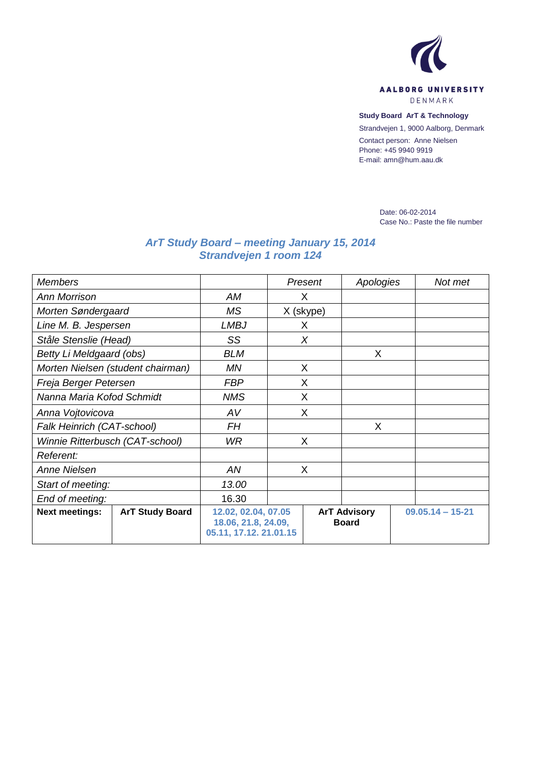AALBORG UNIVERSITY
DENMARK

**Study Board ArT & Technology**
Strandvejen 1, 9000 Aalborg, Denmark
Contact person: Anne Nielsen
Phone: +45 9940 9919
E-mail: amn@hum.aau.dk

Date: 06-02-2014
Case No.: Paste the file number

## *ArT Study Board – meeting January 15, 2014*
## *Strandvejen 1 room 124*

| *Members* | | | *Present* | *Apologies* | *Not met* |
|---|---|---|---|---|---|
| *Ann Morrison* | | *AM* | X | | |
| *Morten Søndergaard* | | *MS* | X (skype) | | |
| *Line M. B. Jespersen* | | *LMBJ* | X | | |
| *Ståle Stenslie (Head)* | | *SS* | *X* | | |
| *Betty Li Meldgaard (obs)* | | *BLM* | | X | |
| *Morten Nielsen (student chairman)* | | *MN* | X | | |
| *Freja Berger Petersen* | | *FBP* | X | | |
| *Nanna Maria Kofod Schmidt* | | *NMS* | X | | |
| *Anna Vojtovicova* | | *AV* | X | | |
| *Falk Heinrich (CAT-school)* | | *FH* | | X | |
| *Winnie Ritterbusch (CAT-school)* | | *WR* | X | | |
| *Referent:* | | | | | |
| *Anne Nielsen* | | *AN* | X | | |
| *Start of meeting:* | | *13.00* | | | |
| *End of meeting:* | | 16.30 | | | |
| **Next meetings:** | **ArT Study Board** | **12.02, 02.04, 07.05 18.06, 21.8, 24.09, 05.11, 17.12. 21.01.15** | **ArT Advisory Board** | | **09.05.14 – 15-21** |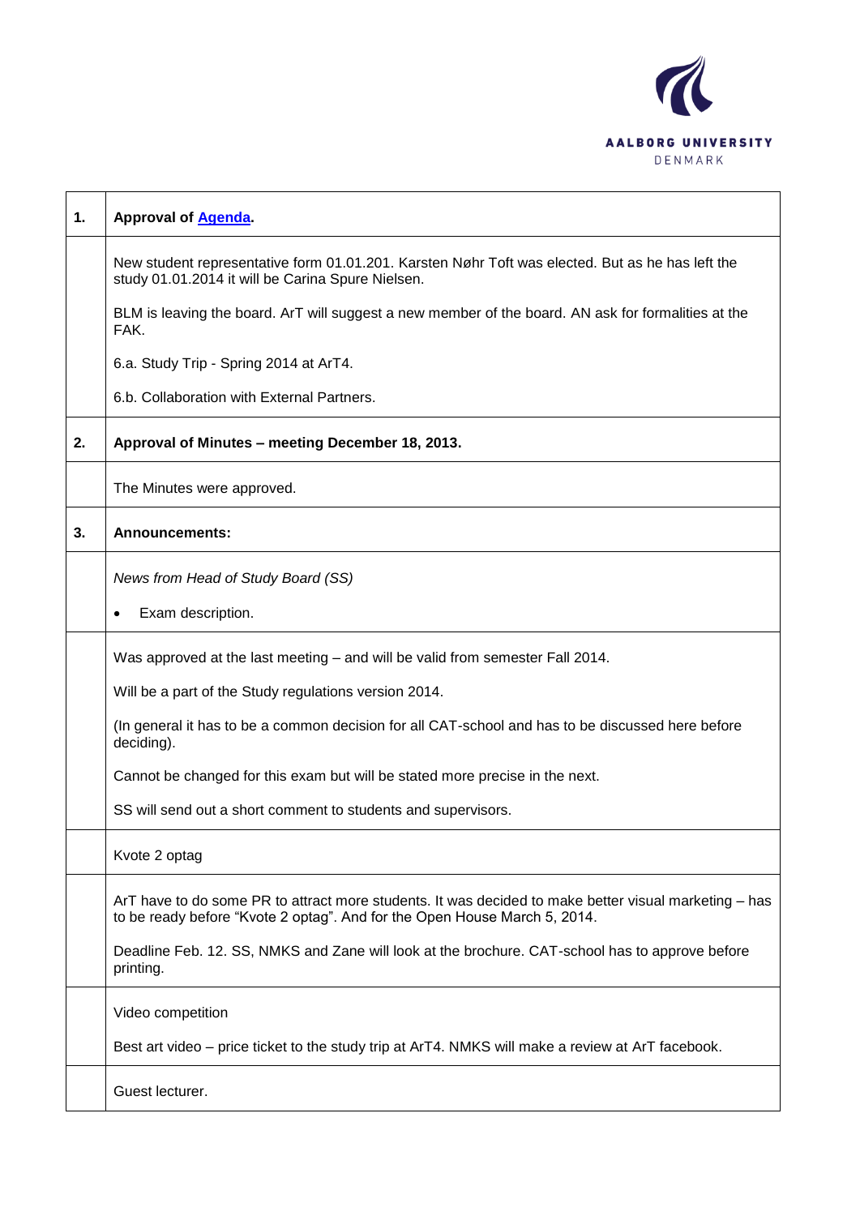| | |
|---|---|
| **1.** | **Approval of Agenda.** |
| | New student representative form 01.01.201. Karsten Nøhr Toft was elected. But as he has left the study 01.01.2014 it will be Carina Spure Nielsen.<br><br>BLM is leaving the board. ArT will suggest a new member of the board. AN ask for formalities at the FAK.<br><br>6.a. Study Trip - Spring 2014 at ArT4.<br><br>6.b. Collaboration with External Partners. |
| **2.** | **Approval of Minutes – meeting December 18, 2013.** |
| | The Minutes were approved. |
| **3.** | **Announcements:** |
| | *News from Head of Study Board (SS)*<br><br>• Exam description. |
| | Was approved at the last meeting – and will be valid from semester Fall 2014.<br><br>Will be a part of the Study regulations version 2014.<br><br>(In general it has to be a common decision for all CAT-school and has to be discussed here before deciding).<br><br>Cannot be changed for this exam but will be stated more precise in the next.<br><br>SS will send out a short comment to students and supervisors. |
| | Kvote 2 optag |
| | ArT have to do some PR to attract more students. It was decided to make better visual marketing – has to be ready before "Kvote 2 optag". And for the Open House March 5, 2014.<br><br>Deadline Feb. 12. SS, NMKS and Zane will look at the brochure. CAT-school has to approve before printing. |
| | Video competition<br><br>Best art video – price ticket to the study trip at ArT4. NMKS will make a review at ArT facebook. |
| | Guest lecturer. |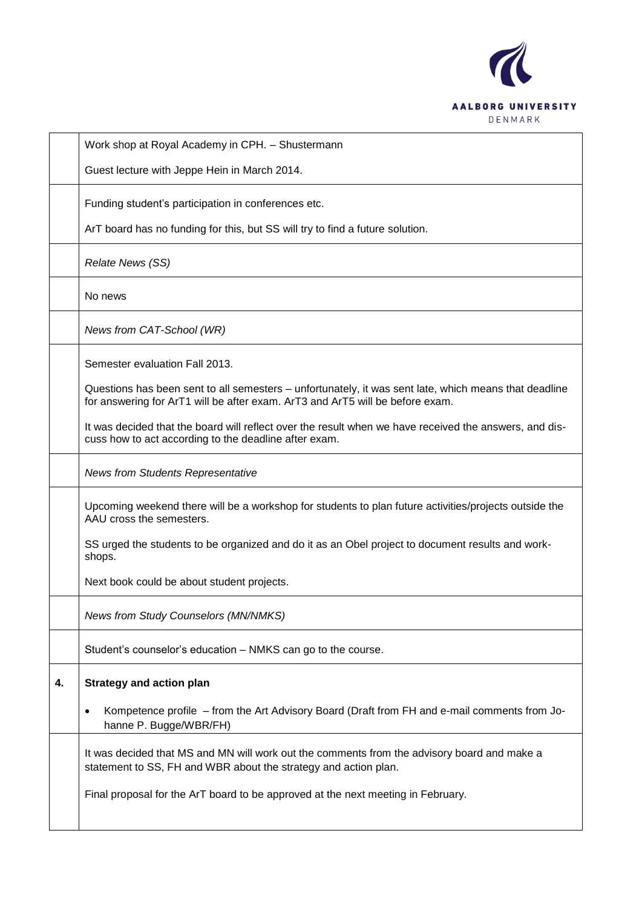| | |
|---|---|
| | Work shop at Royal Academy in CPH. – Shustermann<br><br>Guest lecture with Jeppe Hein in March 2014. |
| | Funding student's participation in conferences etc.<br><br>ArT board has no funding for this, but SS will try to find a future solution. |
| | *Relate News (SS)* |
| | No news |
| | *News from CAT-School (WR)* |
| | Semester evaluation Fall 2013.<br><br>Questions has been sent to all semesters – unfortunately, it was sent late, which means that deadline for answering for ArT1 will be after exam. ArT3 and ArT5 will be before exam.<br><br>It was decided that the board will reflect over the result when we have received the answers, and discuss how to act according to the deadline after exam. |
| | *News from Students Representative* |
| | Upcoming weekend there will be a workshop for students to plan future activities/projects outside the AAU cross the semesters.<br><br>SS urged the students to be organized and do it as an Obel project to document results and workshops.<br><br>Next book could be about student projects. |
| | *News from Study Counselors (MN/NMKS)* |
| | Student's counselor's education – NMKS can go to the course. |
| **4.** | **Strategy and action plan**<br><br>• Kompetence profile – from the Art Advisory Board (Draft from FH and e-mail comments from Johanne P. Bugge/WBR/FH) |
| | It was decided that MS and MN will work out the comments from the advisory board and make a statement to SS, FH and WBR about the strategy and action plan.<br><br>Final proposal for the ArT board to be approved at the next meeting in February. |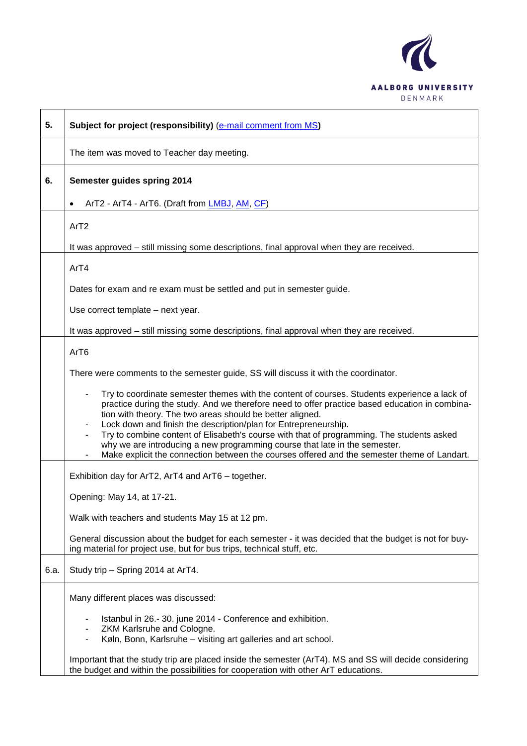| | |
|---|---|
| **5.** | **Subject for project (responsibility)** (e-mail comment from MS**)** |
| | The item was moved to Teacher day meeting. |
| **6.** | **Semester guides spring 2014**<br><br>• ArT2 - ArT4 - ArT6. (Draft from LMBJ, AM, CF) |
| | ArT2<br><br>It was approved – still missing some descriptions, final approval when they are received. |
| | ArT4<br><br>Dates for exam and re exam must be settled and put in semester guide.<br><br>Use correct template – next year.<br><br>It was approved – still missing some descriptions, final approval when they are received. |
| | ArT6<br><br>There were comments to the semester guide, SS will discuss it with the coordinator.<br><br>- Try to coordinate semester themes with the content of courses. Students experience a lack of practice during the study. And we therefore need to offer practice based education in combination with theory. The two areas should be better aligned.<br>- Lock down and finish the description/plan for Entrepreneurship.<br>- Try to combine content of Elisabeth's course with that of programming. The students asked why we are introducing a new programming course that late in the semester.<br>- Make explicit the connection between the courses offered and the semester theme of Landart. |
| | Exhibition day for ArT2, ArT4 and ArT6 – together.<br><br>Opening: May 14, at 17-21.<br><br>Walk with teachers and students May 15 at 12 pm.<br><br>General discussion about the budget for each semester - it was decided that the budget is not for buying material for project use, but for bus trips, technical stuff, etc. |
| 6.a. | Study trip – Spring 2014 at ArT4. |
| | Many different places was discussed:<br><br>- Istanbul in 26.- 30. june 2014 - Conference and exhibition.<br>- ZKM Karlsruhe and Cologne.<br>- Køln, Bonn, Karlsruhe – visiting art galleries and art school.<br><br>Important that the study trip are placed inside the semester (ArT4). MS and SS will decide considering the budget and within the possibilities for cooperation with other ArT educations. |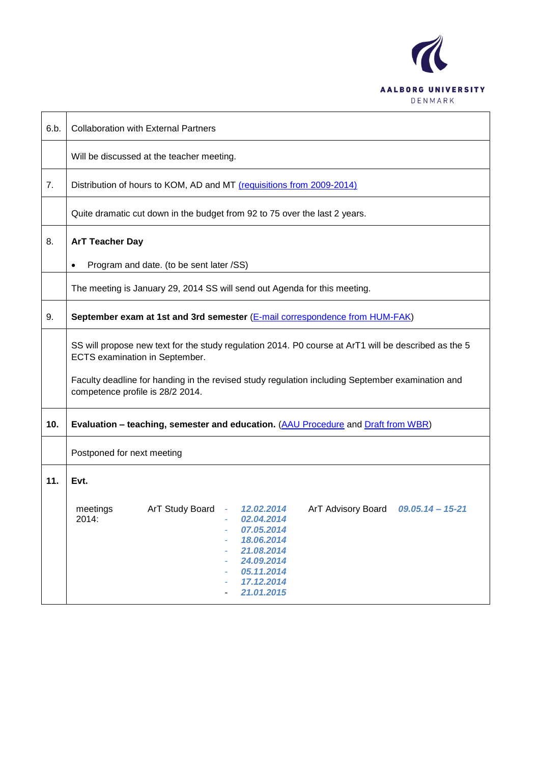| | |
|---|---|
| 6.b. | Collaboration with External Partners |
| | Will be discussed at the teacher meeting. |
| 7. | Distribution of hours to KOM, AD and MT (requisitions from 2009-2014) |
| | Quite dramatic cut down in the budget from 92 to 75 over the last 2 years. |
| 8. | **ArT Teacher Day**<br>• Program and date. (to be sent later /SS) |
| | The meeting is January 29, 2014 SS will send out Agenda for this meeting. |
| 9. | **September exam at 1st and 3rd semester** (E-mail correspondence from HUM-FAK) |
| | SS will propose new text for the study regulation 2014. P0 course at ArT1 will be described as the 5 ECTS examination in September.<br>Faculty deadline for handing in the revised study regulation including September examination and competence profile is 28/2 2014. |
| **10.** | **Evaluation – teaching, semester and education.** (AAU Procedure and Draft from WBR) |
| | Postponed for next meeting |
| **11.** | **Evt.**<br>meetings 2014: ArT Study Board - *12.02.2014* - *02.04.2014* - *07.05.2014* - *18.06.2014* - *21.08.2014* - *24.09.2014* - *05.11.2014* - *17.12.2014* - *21.01.2015*<br>ArT Advisory Board *09.05.14 – 15-21* |